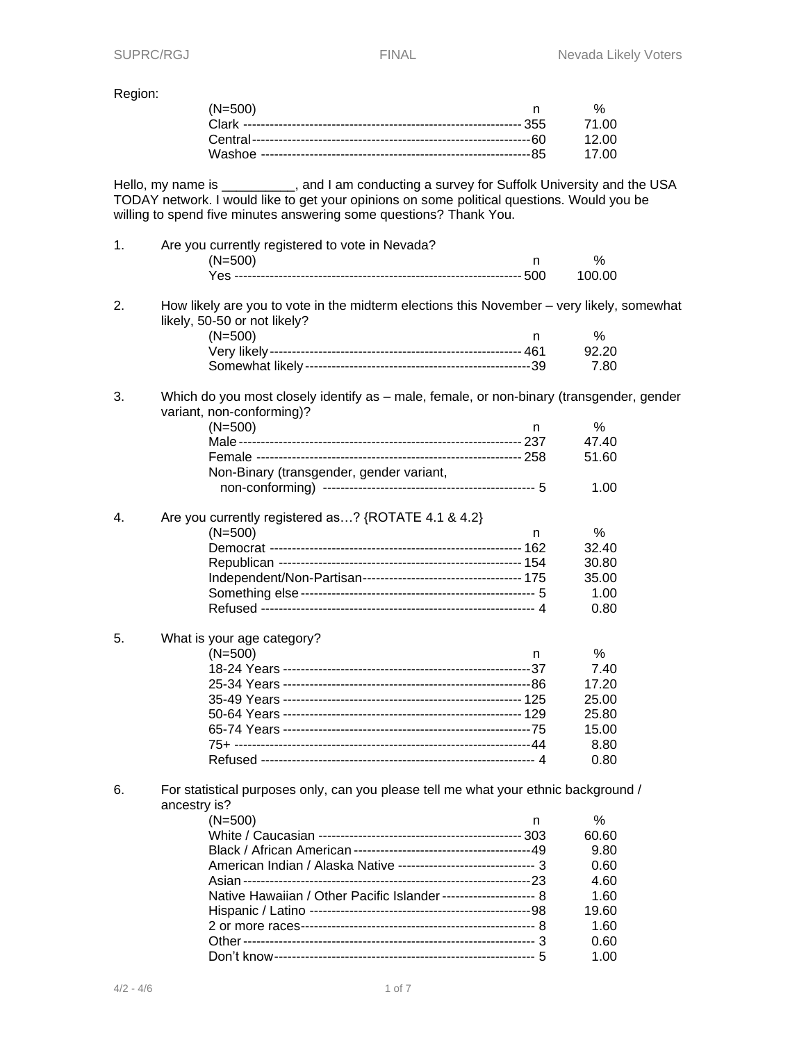Region:

| (N=500) | n | % |
|---|---|---|
| Clark | 355 | 71.00 |
| Central | 60 | 12.00 |
| Washoe | 85 | 17.00 |

Hello, my name is __________, and I am conducting a survey for Suffolk University and the USA TODAY network. I would like to get your opinions on some political questions. Would you be willing to spend five minutes answering some questions? Thank You.

1. Are you currently registered to vote in Nevada?

| (N=500) | n | % |
|---|---|---|
| Yes | 500 | 100.00 |

2. How likely are you to vote in the midterm elections this November – very likely, somewhat likely, 50-50 or not likely?

| (N=500) | n | % |
|---|---|---|
| Very likely | 461 | 92.20 |
| Somewhat likely | 39 | 7.80 |

3. Which do you most closely identify as – male, female, or non-binary (transgender, gender variant, non-conforming)?

| (N=500) | n | % |
|---|---|---|
| Male | 237 | 47.40 |
| Female | 258 | 51.60 |
| Non-Binary (transgender, gender variant, non-conforming) | 5 | 1.00 |

4. Are you currently registered as…? {ROTATE 4.1 & 4.2}

| (N=500) | n | % |
|---|---|---|
| Democrat | 162 | 32.40 |
| Republican | 154 | 30.80 |
| Independent/Non-Partisan | 175 | 35.00 |
| Something else | 5 | 1.00 |
| Refused | 4 | 0.80 |

5. What is your age category?

| (N=500) | n | % |
|---|---|---|
| 18-24 Years | 37 | 7.40 |
| 25-34 Years | 86 | 17.20 |
| 35-49 Years | 125 | 25.00 |
| 50-64 Years | 129 | 25.80 |
| 65-74 Years | 75 | 15.00 |
| 75+ | 44 | 8.80 |
| Refused | 4 | 0.80 |

6. For statistical purposes only, can you please tell me what your ethnic background / ancestry is?

| (N=500) | n | % |
|---|---|---|
| White / Caucasian | 303 | 60.60 |
| Black / African American | 49 | 9.80 |
| American Indian / Alaska Native | 3 | 0.60 |
| Asian | 23 | 4.60 |
| Native Hawaiian / Other Pacific Islander | 8 | 1.60 |
| Hispanic / Latino | 98 | 19.60 |
| 2 or more races | 8 | 1.60 |
| Other | 3 | 0.60 |
| Don't know | 5 | 1.00 |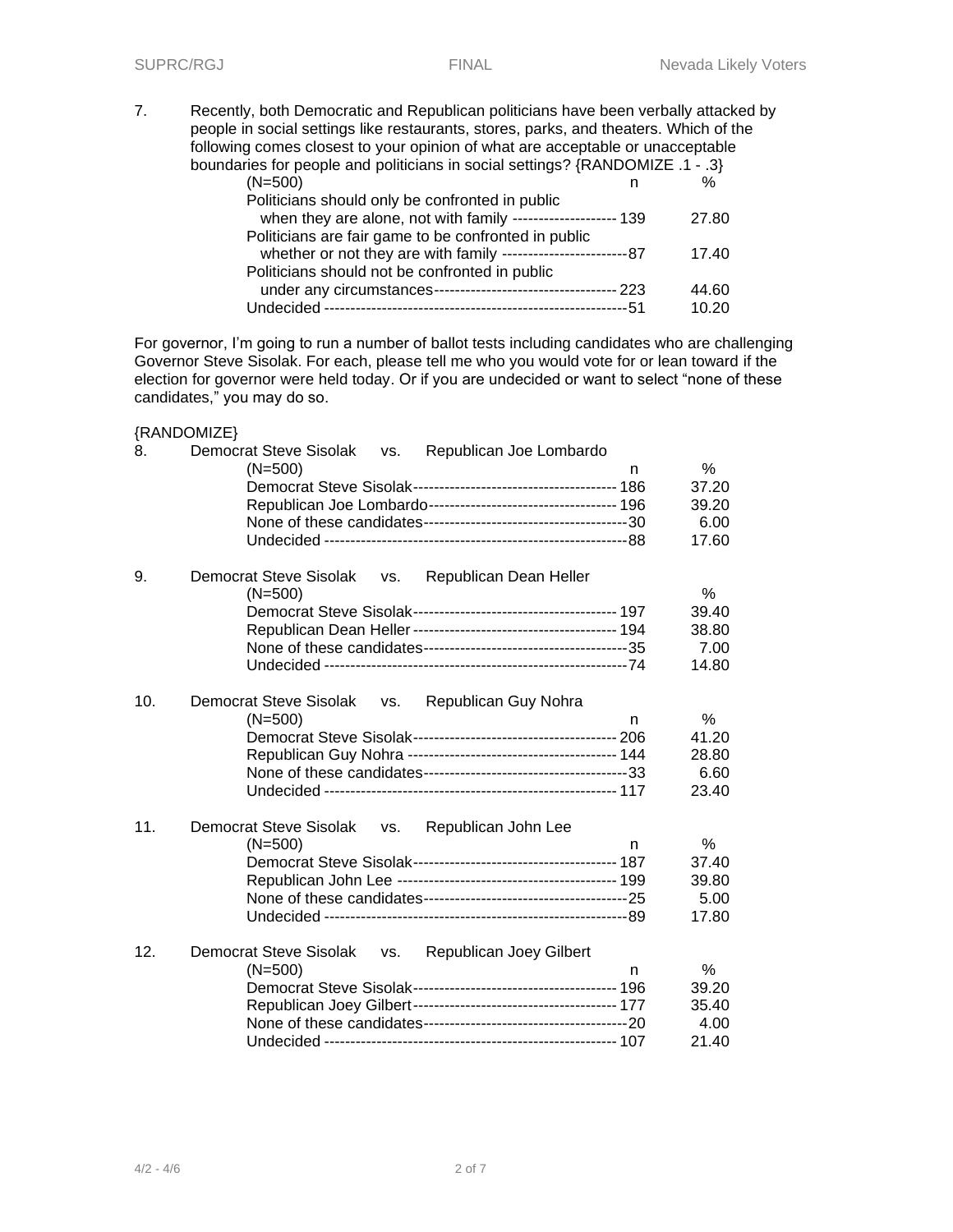7. Recently, both Democratic and Republican politicians have been verbally attacked by people in social settings like restaurants, stores, parks, and theaters. Which of the following comes closest to your opinion of what are acceptable or unacceptable boundaries for people and politicians in social settings? {RANDOMIZE .1 - .3}

| (N=500) | n | % |
|---|---|---|
| Politicians should only be confronted in public when they are alone, not with family | 139 | 27.80 |
| Politicians are fair game to be confronted in public whether or not they are with family | 87 | 17.40 |
| Politicians should not be confronted in public under any circumstances | 223 | 44.60 |
| Undecided | 51 | 10.20 |

For governor, I'm going to run a number of ballot tests including candidates who are challenging Governor Steve Sisolak. For each, please tell me who you would vote for or lean toward if the election for governor were held today. Or if you are undecided or want to select "none of these candidates," you may do so.

{RANDOMIZE}

8. Democrat Steve Sisolak vs. Republican Joe Lombardo

| (N=500) | n | % |
|---|---|---|
| Democrat Steve Sisolak | 186 | 37.20 |
| Republican Joe Lombardo | 196 | 39.20 |
| None of these candidates | 30 | 6.00 |
| Undecided | 88 | 17.60 |

9. Democrat Steve Sisolak vs. Republican Dean Heller

| (N=500) | | % |
|---|---|---|
| Democrat Steve Sisolak | 197 | 39.40 |
| Republican Dean Heller | 194 | 38.80 |
| None of these candidates | 35 | 7.00 |
| Undecided | 74 | 14.80 |

10. Democrat Steve Sisolak vs. Republican Guy Nohra

| (N=500) | n | % |
|---|---|---|
| Democrat Steve Sisolak | 206 | 41.20 |
| Republican Guy Nohra | 144 | 28.80 |
| None of these candidates | 33 | 6.60 |
| Undecided | 117 | 23.40 |

11. Democrat Steve Sisolak vs. Republican John Lee

| (N=500) | n | % |
|---|---|---|
| Democrat Steve Sisolak | 187 | 37.40 |
| Republican John Lee | 199 | 39.80 |
| None of these candidates | 25 | 5.00 |
| Undecided | 89 | 17.80 |

12. Democrat Steve Sisolak vs. Republican Joey Gilbert

| (N=500) | n | % |
|---|---|---|
| Democrat Steve Sisolak | 196 | 39.20 |
| Republican Joey Gilbert | 177 | 35.40 |
| None of these candidates | 20 | 4.00 |
| Undecided | 107 | 21.40 |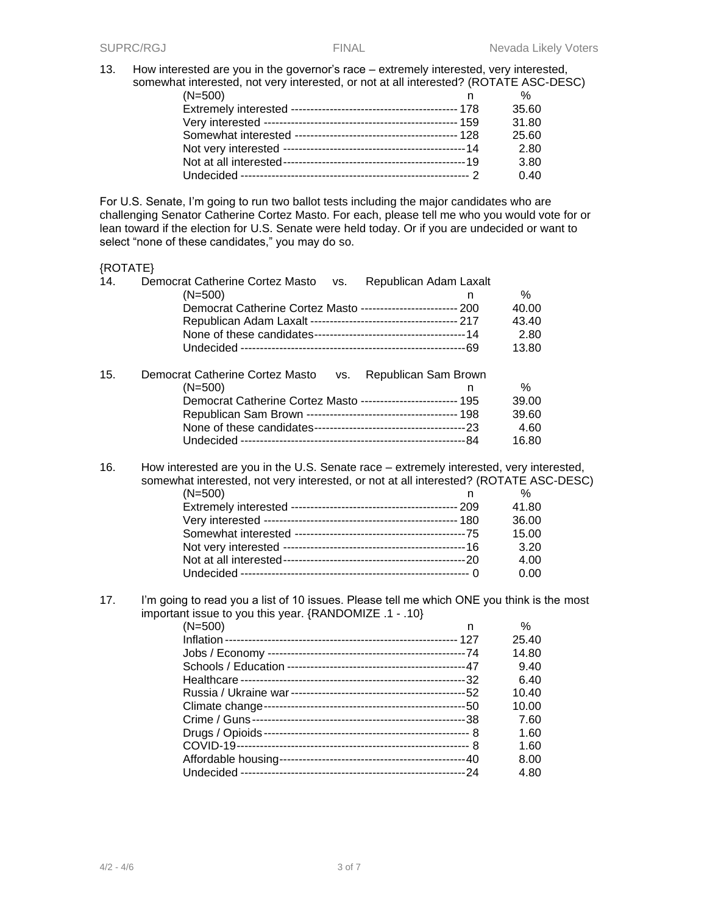13. How interested are you in the governor's race – extremely interested, very interested, somewhat interested, not very interested, or not at all interested? (ROTATE ASC-DESC)

| (N=500) | n | % |
|---|---|---|
| Extremely interested | 178 | 35.60 |
| Very interested | 159 | 31.80 |
| Somewhat interested | 128 | 25.60 |
| Not very interested | 14 | 2.80 |
| Not at all interested | 19 | 3.80 |
| Undecided | 2 | 0.40 |

For U.S. Senate, I'm going to run two ballot tests including the major candidates who are challenging Senator Catherine Cortez Masto. For each, please tell me who you would vote for or lean toward if the election for U.S. Senate were held today. Or if you are undecided or want to select "none of these candidates," you may do so.

{ROTATE}

14. Democrat Catherine Cortez Masto vs. Republican Adam Laxalt

| (N=500) | n | % |
|---|---|---|
| Democrat Catherine Cortez Masto | 200 | 40.00 |
| Republican Adam Laxalt | 217 | 43.40 |
| None of these candidates | 14 | 2.80 |
| Undecided | 69 | 13.80 |

15. Democrat Catherine Cortez Masto vs. Republican Sam Brown

| (N=500) | n | % |
|---|---|---|
| Democrat Catherine Cortez Masto | 195 | 39.00 |
| Republican Sam Brown | 198 | 39.60 |
| None of these candidates | 23 | 4.60 |
| Undecided | 84 | 16.80 |

16. How interested are you in the U.S. Senate race – extremely interested, very interested, somewhat interested, not very interested, or not at all interested? (ROTATE ASC-DESC)

| (N=500) | n | % |
|---|---|---|
| Extremely interested | 209 | 41.80 |
| Very interested | 180 | 36.00 |
| Somewhat interested | 75 | 15.00 |
| Not very interested | 16 | 3.20 |
| Not at all interested | 20 | 4.00 |
| Undecided | 0 | 0.00 |

17. I'm going to read you a list of 10 issues. Please tell me which ONE you think is the most important issue to you this year. {RANDOMIZE .1 - .10}

| (N=500) | n | % |
|---|---|---|
| Inflation | 127 | 25.40 |
| Jobs / Economy | 74 | 14.80 |
| Schools / Education | 47 | 9.40 |
| Healthcare | 32 | 6.40 |
| Russia / Ukraine war | 52 | 10.40 |
| Climate change | 50 | 10.00 |
| Crime / Guns | 38 | 7.60 |
| Drugs / Opioids | 8 | 1.60 |
| COVID-19 | 8 | 1.60 |
| Affordable housing | 40 | 8.00 |
| Undecided | 24 | 4.80 |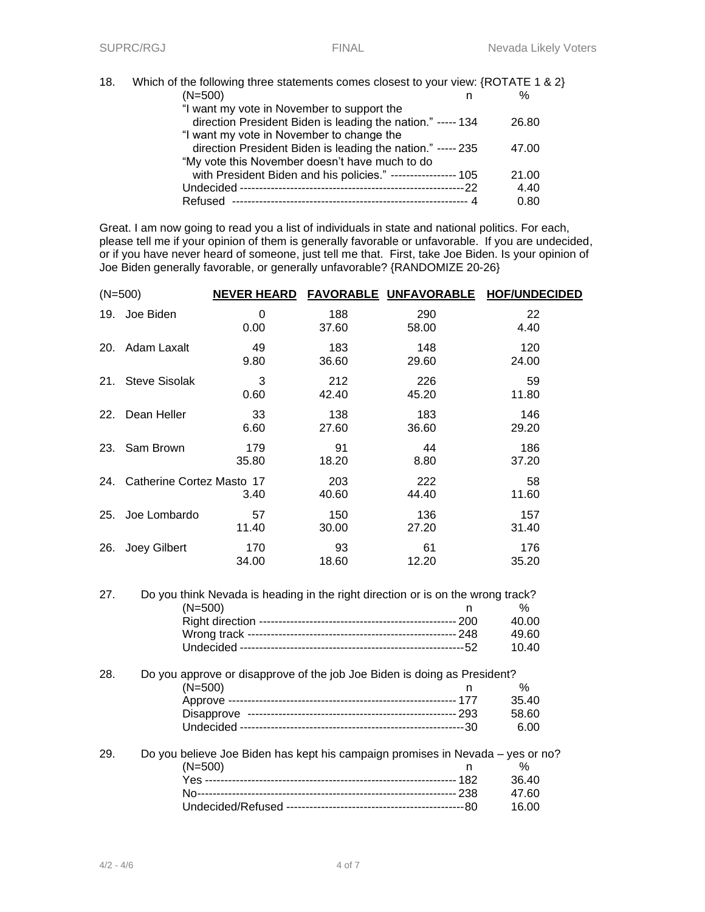18. Which of the following three statements comes closest to your view: {ROTATE 1 & 2}

| (N=500) | n | % |
|---|---|---|
| "I want my vote in November to support the direction President Biden is leading the nation." | 134 | 26.80 |
| "I want my vote in November to change the direction President Biden is leading the nation." | 235 | 47.00 |
| "My vote this November doesn't have much to do with President Biden and his policies." | 105 | 21.00 |
| Undecided | 22 | 4.40 |
| Refused | 4 | 0.80 |

Great. I am now going to read you a list of individuals in state and national politics. For each, please tell me if your opinion of them is generally favorable or unfavorable. If you are undecided, or if you have never heard of someone, just tell me that. First, take Joe Biden. Is your opinion of Joe Biden generally favorable, or generally unfavorable? {RANDOMIZE 20-26}

| (N=500) | NEVER HEARD | FAVORABLE | UNFAVORABLE | HOF/UNDECIDED |
|---|---|---|---|---|
| 19. Joe Biden | 0<br>0.00 | 188<br>37.60 | 290<br>58.00 | 22<br>4.40 |
| 20. Adam Laxalt | 49<br>9.80 | 183<br>36.60 | 148<br>29.60 | 120<br>24.00 |
| 21. Steve Sisolak | 3<br>0.60 | 212<br>42.40 | 226<br>45.20 | 59<br>11.80 |
| 22. Dean Heller | 33<br>6.60 | 138<br>27.60 | 183<br>36.60 | 146<br>29.20 |
| 23. Sam Brown | 179<br>35.80 | 91<br>18.20 | 44<br>8.80 | 186<br>37.20 |
| 24. Catherine Cortez Masto | 17<br>3.40 | 203<br>40.60 | 222<br>44.40 | 58<br>11.60 |
| 25. Joe Lombardo | 57<br>11.40 | 150<br>30.00 | 136<br>27.20 | 157<br>31.40 |
| 26. Joey Gilbert | 170<br>34.00 | 93<br>18.60 | 61<br>12.20 | 176<br>35.20 |

27. Do you think Nevada is heading in the right direction or is on the wrong track?

| (N=500) | n | % |
|---|---|---|
| Right direction | 200 | 40.00 |
| Wrong track | 248 | 49.60 |
| Undecided | 52 | 10.40 |

28. Do you approve or disapprove of the job Joe Biden is doing as President?

| (N=500) | n | % |
|---|---|---|
| Approve | 177 | 35.40 |
| Disapprove | 293 | 58.60 |
| Undecided | 30 | 6.00 |

29. Do you believe Joe Biden has kept his campaign promises in Nevada – yes or no?

| (N=500) | n | % |
|---|---|---|
| Yes | 182 | 36.40 |
| No | 238 | 47.60 |
| Undecided/Refused | 80 | 16.00 |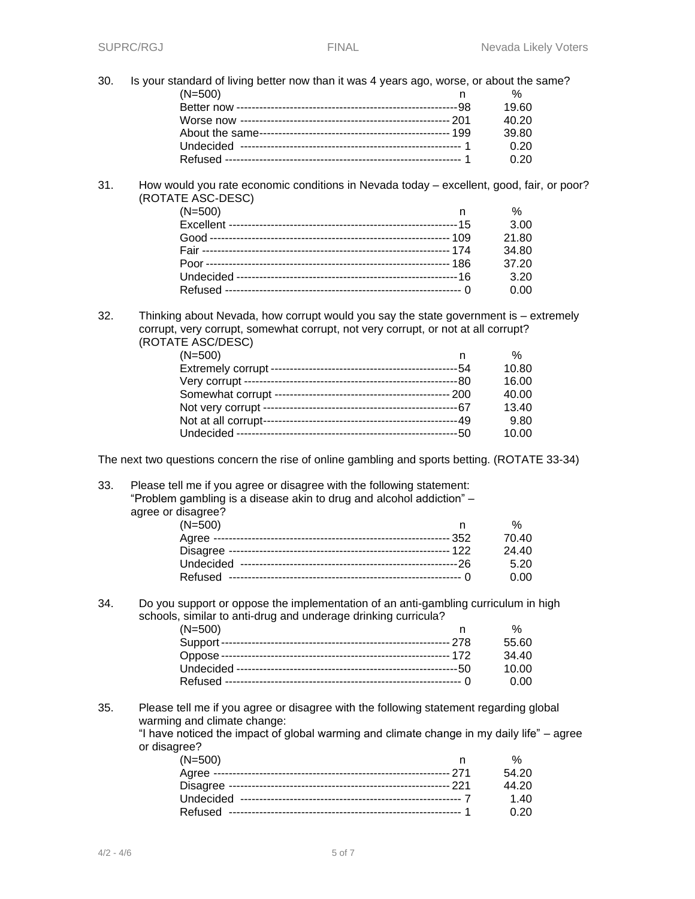30. Is your standard of living better now than it was 4 years ago, worse, or about the same?

| (N=500) | n | % |
|---|---|---|
| Better now | 98 | 19.60 |
| Worse now | 201 | 40.20 |
| About the same | 199 | 39.80 |
| Undecided | 1 | 0.20 |
| Refused | 1 | 0.20 |

31. How would you rate economic conditions in Nevada today – excellent, good, fair, or poor? (ROTATE ASC-DESC)

| (N=500) | n | % |
|---|---|---|
| Excellent | 15 | 3.00 |
| Good | 109 | 21.80 |
| Fair | 174 | 34.80 |
| Poor | 186 | 37.20 |
| Undecided | 16 | 3.20 |
| Refused | 0 | 0.00 |

32. Thinking about Nevada, how corrupt would you say the state government is – extremely corrupt, very corrupt, somewhat corrupt, not very corrupt, or not at all corrupt? (ROTATE ASC/DESC)

| (N=500) | n | % |
|---|---|---|
| Extremely corrupt | 54 | 10.80 |
| Very corrupt | 80 | 16.00 |
| Somewhat corrupt | 200 | 40.00 |
| Not very corrupt | 67 | 13.40 |
| Not at all corrupt | 49 | 9.80 |
| Undecided | 50 | 10.00 |

The next two questions concern the rise of online gambling and sports betting. (ROTATE 33-34)

33. Please tell me if you agree or disagree with the following statement: "Problem gambling is a disease akin to drug and alcohol addiction" – agree or disagree?

| (N=500) | n | % |
|---|---|---|
| Agree | 352 | 70.40 |
| Disagree | 122 | 24.40 |
| Undecided | 26 | 5.20 |
| Refused | 0 | 0.00 |

34. Do you support or oppose the implementation of an anti-gambling curriculum in high schools, similar to anti-drug and underage drinking curricula?

| (N=500) | n | % |
|---|---|---|
| Support | 278 | 55.60 |
| Oppose | 172 | 34.40 |
| Undecided | 50 | 10.00 |
| Refused | 0 | 0.00 |

35. Please tell me if you agree or disagree with the following statement regarding global warming and climate change:
"I have noticed the impact of global warming and climate change in my daily life" – agree or disagree?

| (N=500) | n | % |
|---|---|---|
| Agree | 271 | 54.20 |
| Disagree | 221 | 44.20 |
| Undecided | 7 | 1.40 |
| Refused | 1 | 0.20 |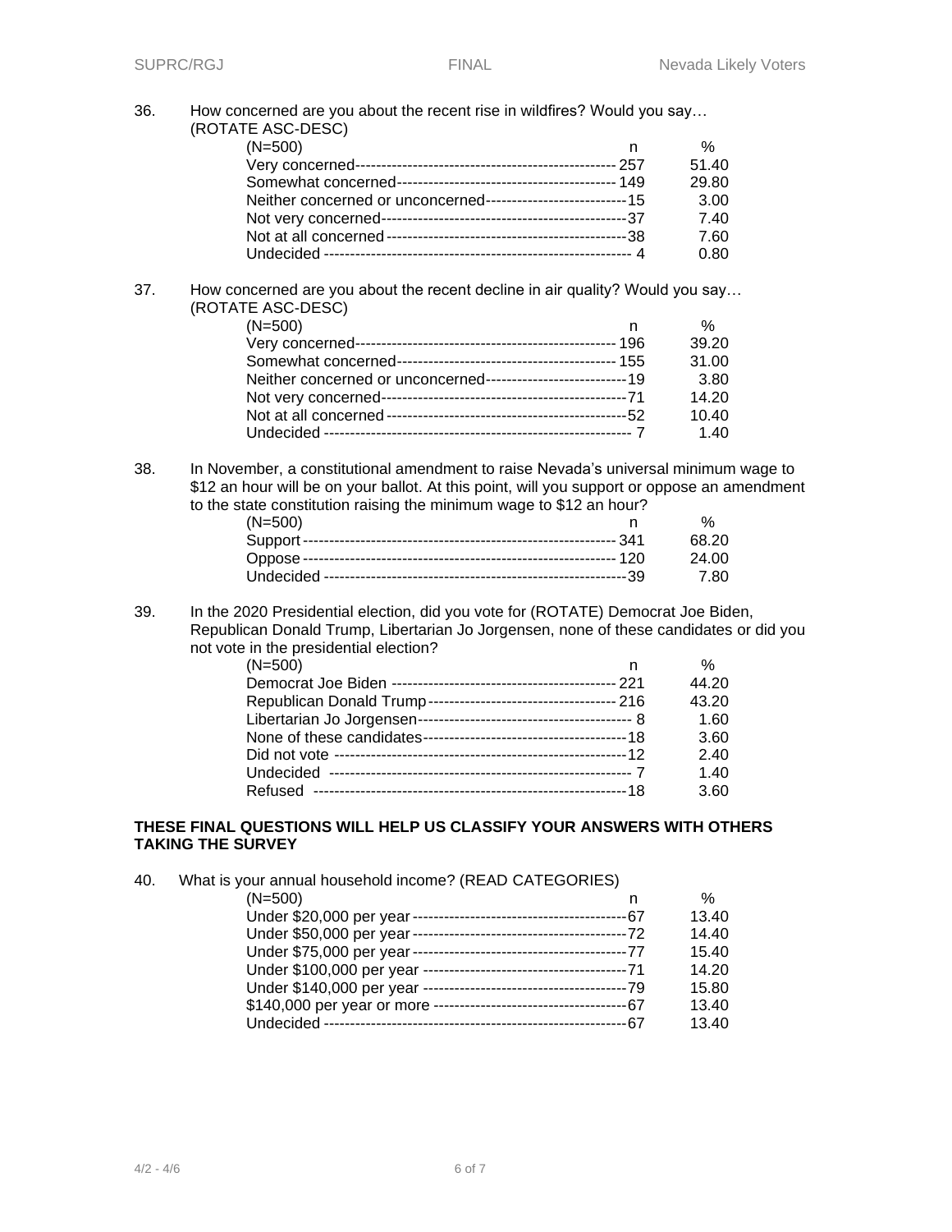36. How concerned are you about the recent rise in wildfires? Would you say… (ROTATE ASC-DESC)

| (N=500) | n | % |
|---|---|---|
| Very concerned | 257 | 51.40 |
| Somewhat concerned | 149 | 29.80 |
| Neither concerned or unconcerned | 15 | 3.00 |
| Not very concerned | 37 | 7.40 |
| Not at all concerned | 38 | 7.60 |
| Undecided | 4 | 0.80 |

37. How concerned are you about the recent decline in air quality? Would you say… (ROTATE ASC-DESC)

| (N=500) | n | % |
|---|---|---|
| Very concerned | 196 | 39.20 |
| Somewhat concerned | 155 | 31.00 |
| Neither concerned or unconcerned | 19 | 3.80 |
| Not very concerned | 71 | 14.20 |
| Not at all concerned | 52 | 10.40 |
| Undecided | 7 | 1.40 |

38. In November, a constitutional amendment to raise Nevada's universal minimum wage to $12 an hour will be on your ballot. At this point, will you support or oppose an amendment to the state constitution raising the minimum wage to $12 an hour?

| (N=500) | n | % |
|---|---|---|
| Support | 341 | 68.20 |
| Oppose | 120 | 24.00 |
| Undecided | 39 | 7.80 |

39. In the 2020 Presidential election, did you vote for (ROTATE) Democrat Joe Biden, Republican Donald Trump, Libertarian Jo Jorgensen, none of these candidates or did you not vote in the presidential election?

| (N=500) | n | % |
|---|---|---|
| Democrat Joe Biden | 221 | 44.20 |
| Republican Donald Trump | 216 | 43.20 |
| Libertarian Jo Jorgensen | 8 | 1.60 |
| None of these candidates | 18 | 3.60 |
| Did not vote | 12 | 2.40 |
| Undecided | 7 | 1.40 |
| Refused | 18 | 3.60 |

**THESE FINAL QUESTIONS WILL HELP US CLASSIFY YOUR ANSWERS WITH OTHERS TAKING THE SURVEY**

40. What is your annual household income? (READ CATEGORIES)

| (N=500) | n | % |
|---|---|---|
| Under $20,000 per year | 67 | 13.40 |
| Under $50,000 per year | 72 | 14.40 |
| Under $75,000 per year | 77 | 15.40 |
| Under $100,000 per year | 71 | 14.20 |
| Under $140,000 per year | 79 | 15.80 |
| $140,000 per year or more | 67 | 13.40 |
| Undecided | 67 | 13.40 |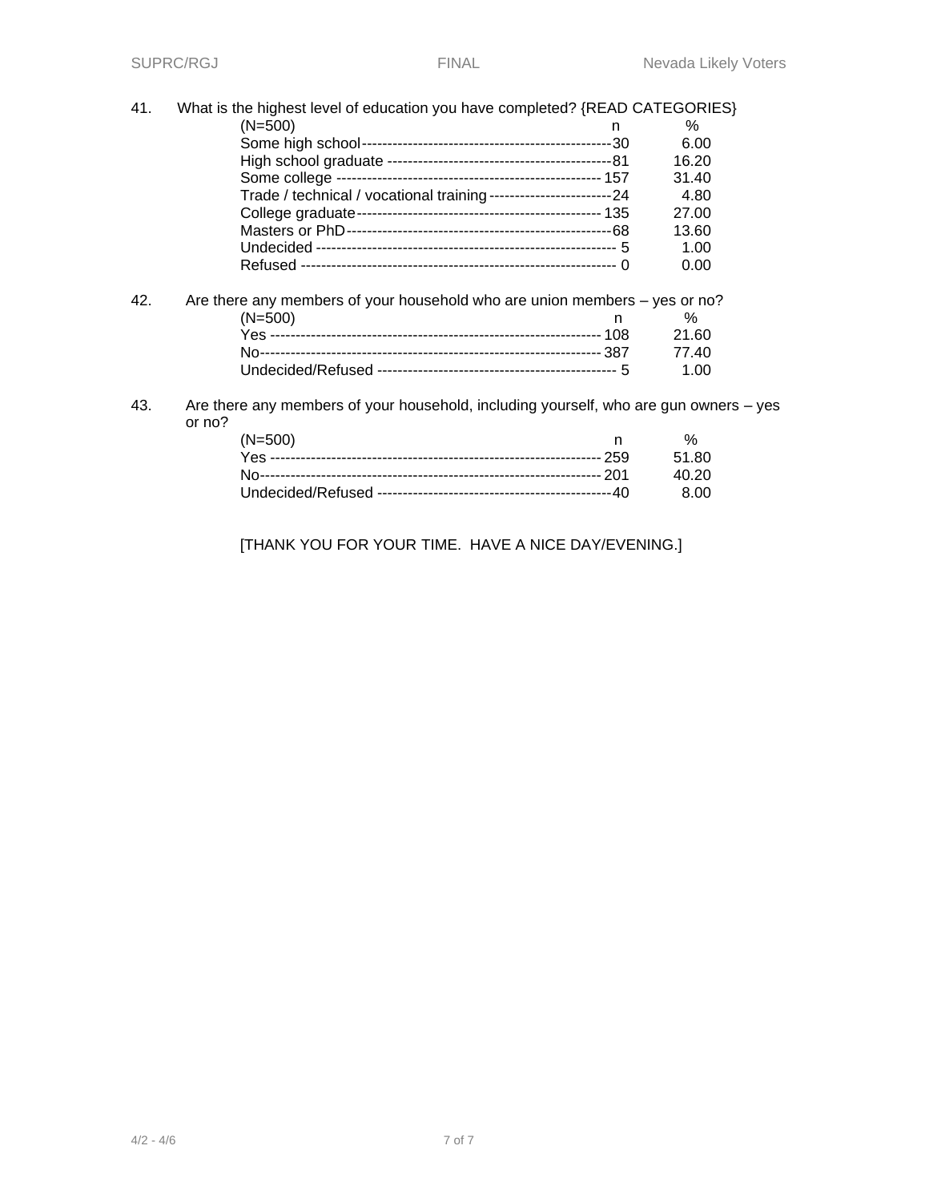41. What is the highest level of education you have completed? {READ CATEGORIES}

| (N=500) | n | % |
|---|---|---|
| Some high school | 30 | 6.00 |
| High school graduate | 81 | 16.20 |
| Some college | 157 | 31.40 |
| Trade / technical / vocational training | 24 | 4.80 |
| College graduate | 135 | 27.00 |
| Masters or PhD | 68 | 13.60 |
| Undecided | 5 | 1.00 |
| Refused | 0 | 0.00 |

42. Are there any members of your household who are union members – yes or no?

| (N=500) | n | % |
|---|---|---|
| Yes | 108 | 21.60 |
| No | 387 | 77.40 |
| Undecided/Refused | 5 | 1.00 |

43. Are there any members of your household, including yourself, who are gun owners – yes or no?

| (N=500) | n | % |
|---|---|---|
| Yes | 259 | 51.80 |
| No | 201 | 40.20 |
| Undecided/Refused | 40 | 8.00 |

[THANK YOU FOR YOUR TIME. HAVE A NICE DAY/EVENING.]